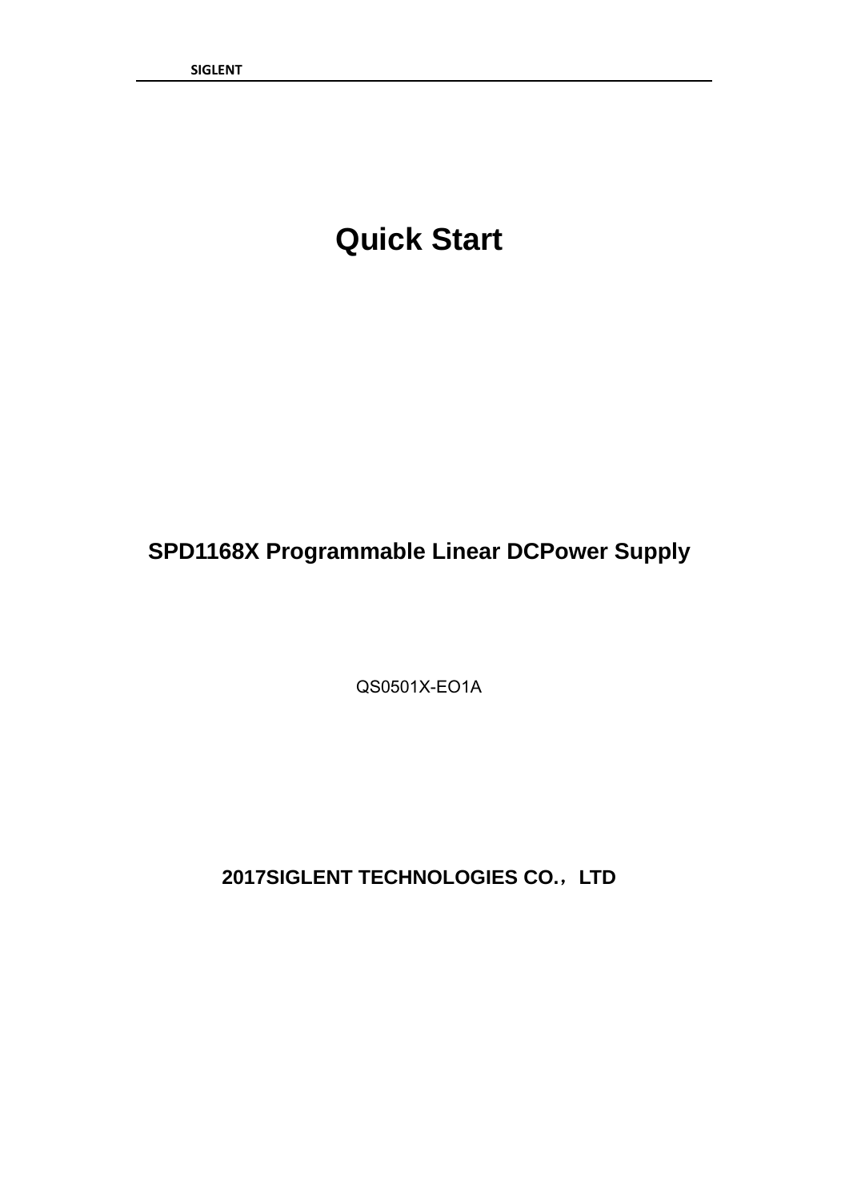# Quick Start

## SPD1168X Programmable Linear DCPower Supply

QS0501X-EO1A

**2017SIGLENT TECHNOLOGIES CO.，LTD**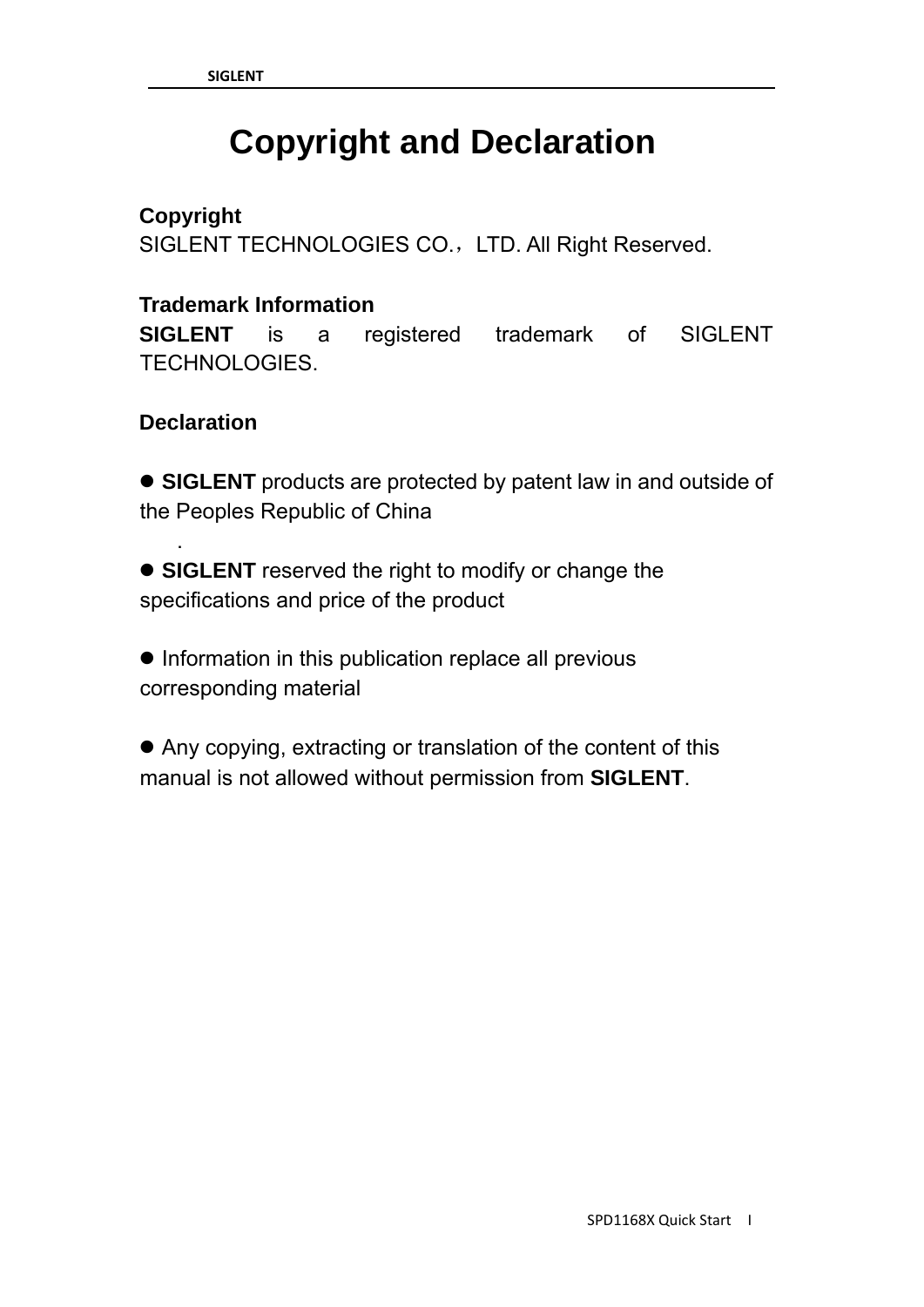# Copyright and Declaration

**Copyright**

SIGLENT TECHNOLOGIES CO.，LTD. All Right Reserved.

**Trademark Information**

**SIGLENT** is a registered trademark of SIGLENT TECHNOLOGIES.

**Declaration**

- **SIGLENT** products are protected by patent law in and outside of the Peoples Republic of China
.
- **SIGLENT** reserved the right to modify or change the specifications and price of the product

- Information in this publication replace all previous corresponding material

- Any copying, extracting or translation of the content of this manual is not allowed without permission from **SIGLENT**.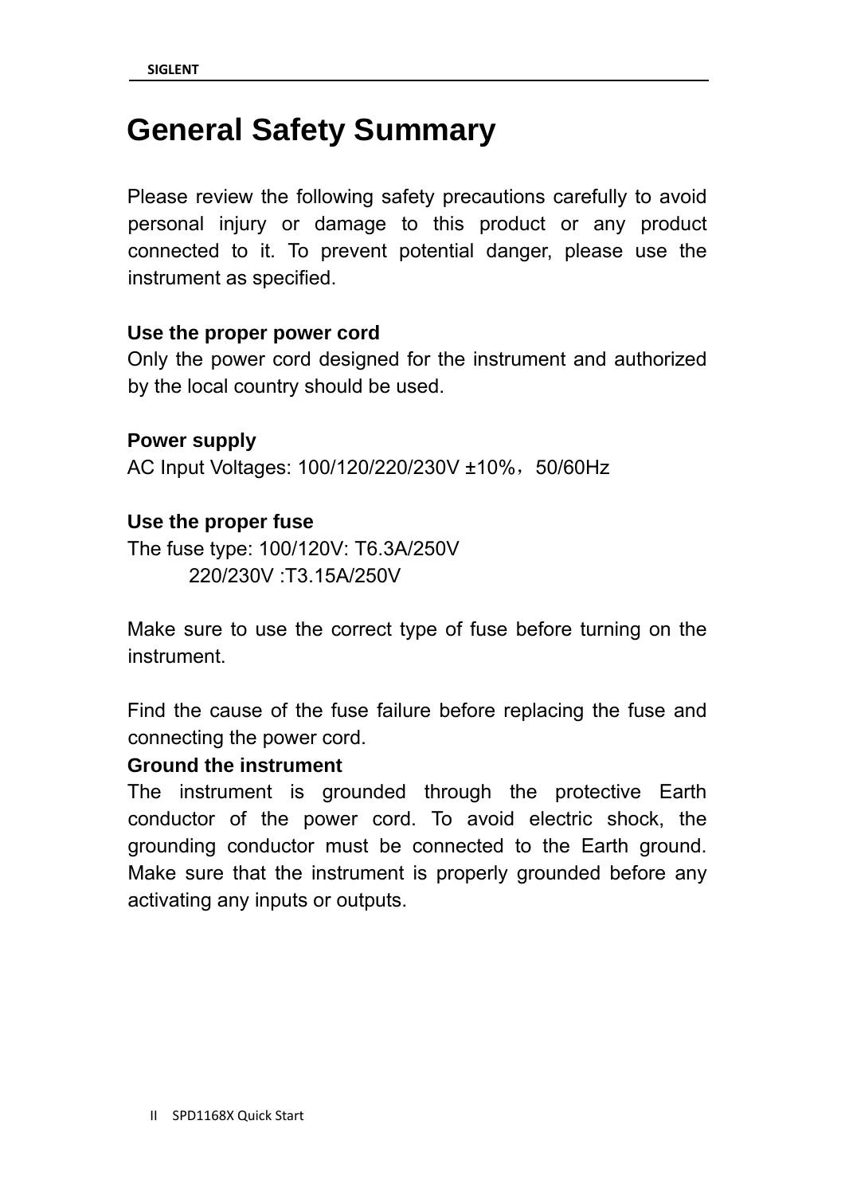# General Safety Summary

Please review the following safety precautions carefully to avoid personal injury or damage to this product or any product connected to it. To prevent potential danger, please use the instrument as specified.

**Use the proper power cord**

Only the power cord designed for the instrument and authorized by the local country should be used.

**Power supply**

AC Input Voltages: 100/120/220/230V ±10%，50/60Hz

**Use the proper fuse**

The fuse type: 100/120V: T6.3A/250V

220/230V :T3.15A/250V

Make sure to use the correct type of fuse before turning on the instrument.

Find the cause of the fuse failure before replacing the fuse and connecting the power cord.

**Ground the instrument**

The instrument is grounded through the protective Earth conductor of the power cord. To avoid electric shock, the grounding conductor must be connected to the Earth ground. Make sure that the instrument is properly grounded before any activating any inputs or outputs.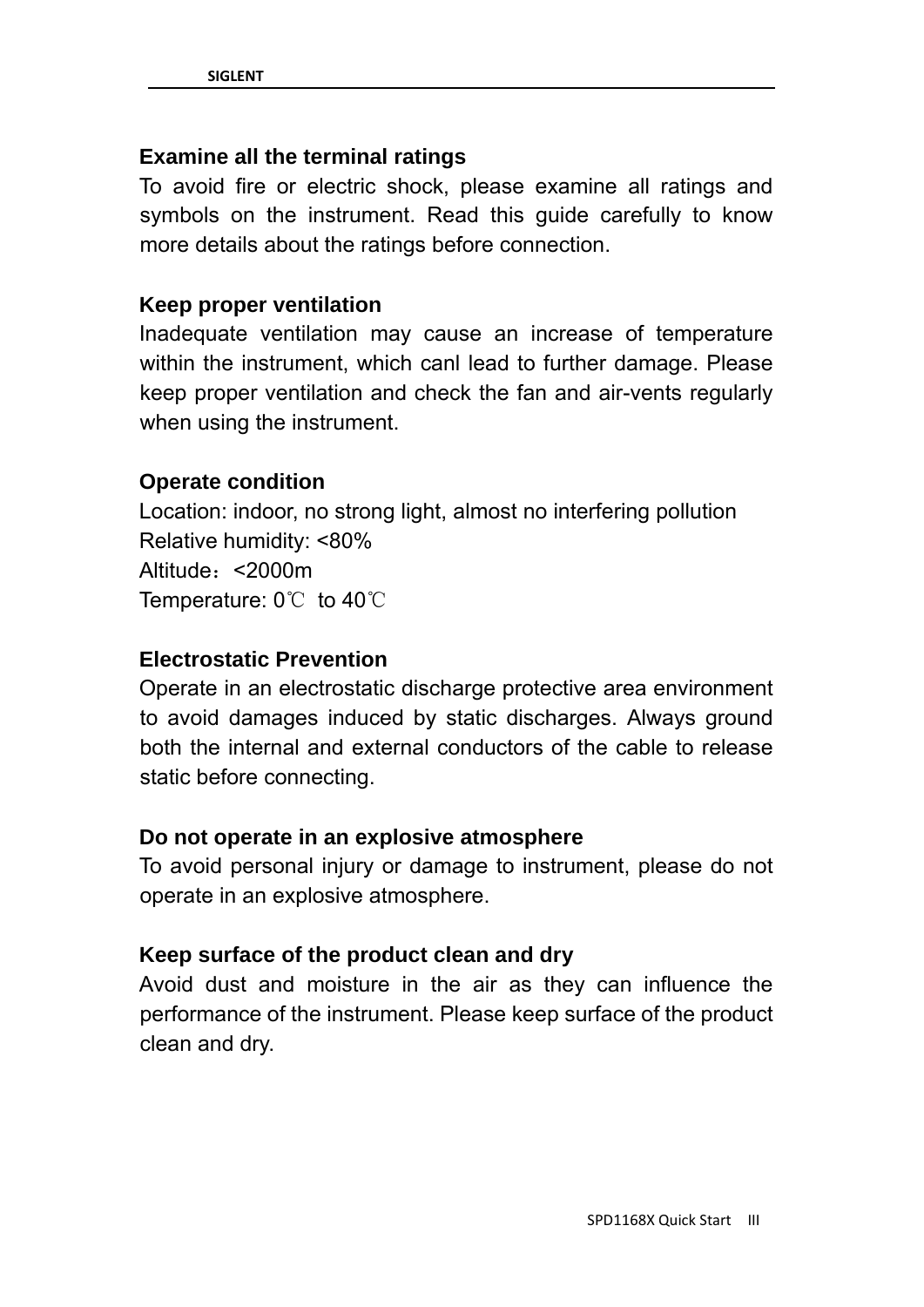### Examine all the terminal ratings

To avoid fire or electric shock, please examine all ratings and symbols on the instrument. Read this guide carefully to know more details about the ratings before connection.

### Keep proper ventilation

Inadequate ventilation may cause an increase of temperature within the instrument, which canl lead to further damage. Please keep proper ventilation and check the fan and air-vents regularly when using the instrument.

### Operate condition

Location: indoor, no strong light, almost no interfering pollution
Relative humidity: <80%
Altitude：<2000m
Temperature: 0℃ to 40℃

### Electrostatic Prevention

Operate in an electrostatic discharge protective area environment to avoid damages induced by static discharges. Always ground both the internal and external conductors of the cable to release static before connecting.

### Do not operate in an explosive atmosphere

To avoid personal injury or damage to instrument, please do not operate in an explosive atmosphere.

### Keep surface of the product clean and dry

Avoid dust and moisture in the air as they can influence the performance of the instrument. Please keep surface of the product clean and dry.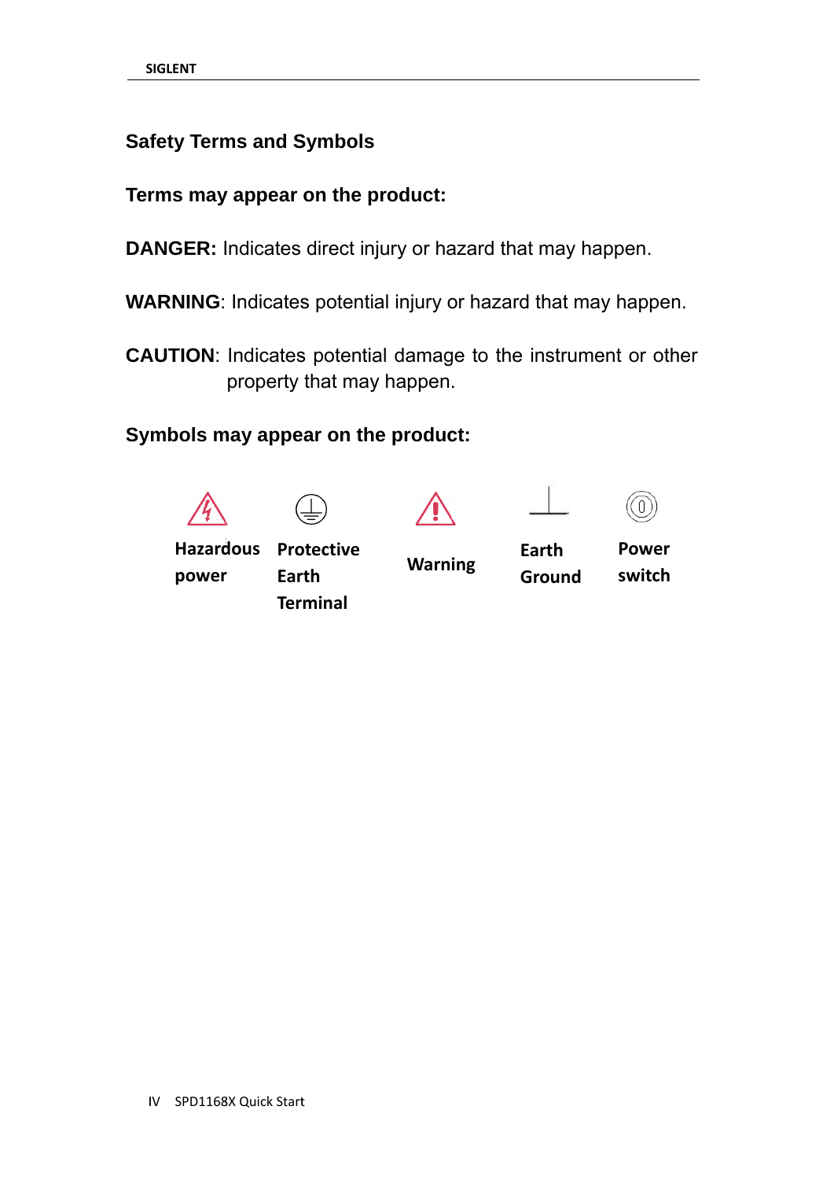## Safety Terms and Symbols

### Terms may appear on the product:

**DANGER:** Indicates direct injury or hazard that may happen.

**WARNING**: Indicates potential injury or hazard that may happen.

**CAUTION**: Indicates potential damage to the instrument or other property that may happen.

### Symbols may appear on the product:

| Hazardous power | Protective Earth Terminal | Warning | Earth Ground | Power switch |
|---|---|---|---|---|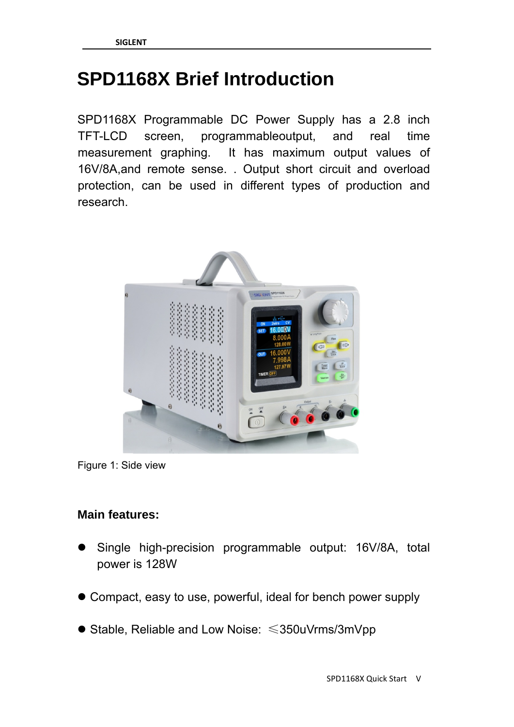# SPD1168X Brief Introduction

SPD1168X Programmable DC Power Supply has a 2.8 inch TFT-LCD screen, programmableoutput, and real time measurement graphing. It has maximum output values of 16V/8A,and remote sense. . Output short circuit and overload protection, can be used in different types of production and research.

Figure 1: Side view

**Main features:**

- Single high-precision programmable output: 16V/8A, total power is 128W
- Compact, easy to use, powerful, ideal for bench power supply
- Stable, Reliable and Low Noise: ≤350uVrms/3mVpp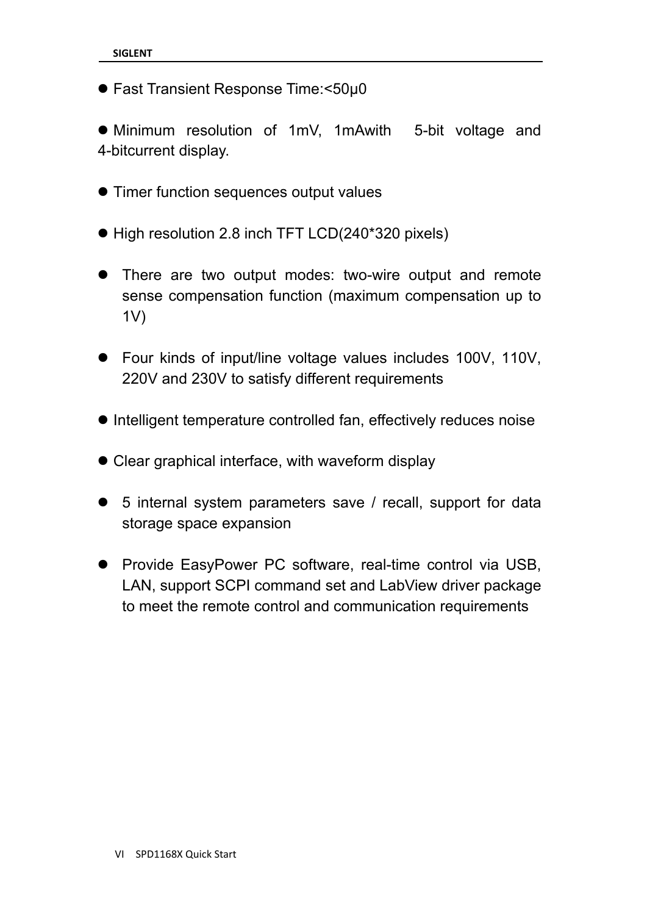- Fast Transient Response Time:<50μ0

- Minimum resolution of 1mV, 1mAwith 5-bit voltage and 4-bitcurrent display.

- Timer function sequences output values

- High resolution 2.8 inch TFT LCD(240*320 pixels)

- There are two output modes: two-wire output and remote sense compensation function (maximum compensation up to 1V)

- Four kinds of input/line voltage values includes 100V, 110V, 220V and 230V to satisfy different requirements

- Intelligent temperature controlled fan, effectively reduces noise

- Clear graphical interface, with waveform display

- 5 internal system parameters save / recall, support for data storage space expansion

- Provide EasyPower PC software, real-time control via USB, LAN, support SCPI command set and LabView driver package to meet the remote control and communication requirements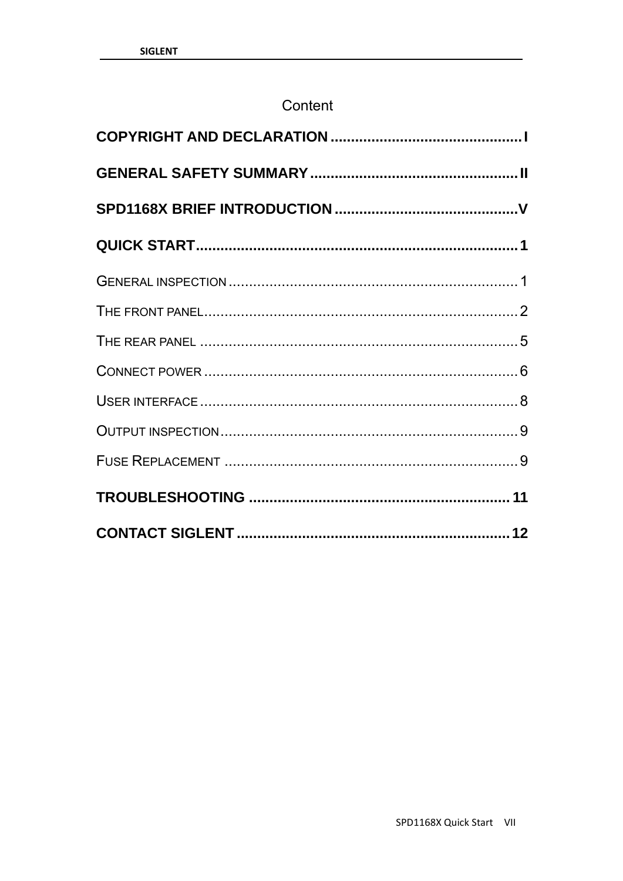# Content

**COPYRIGHT AND DECLARATION .............................................. I**

**GENERAL SAFETY SUMMARY .................................................. II**

**SPD1168X BRIEF INTRODUCTION ............................................ V**

**QUICK START ........................................................................ 1**

GENERAL INSPECTION ....................................................................... 1

THE FRONT PANEL ............................................................................ 2

THE REAR PANEL .............................................................................. 5

CONNECT POWER ............................................................................. 6

USER INTERFACE .............................................................................. 8

OUTPUT INSPECTION ......................................................................... 9

FUSE REPLACEMENT ........................................................................ 9

**TROUBLESHOOTING ............................................................... 11**

**CONTACT SIGLENT .................................................................. 12**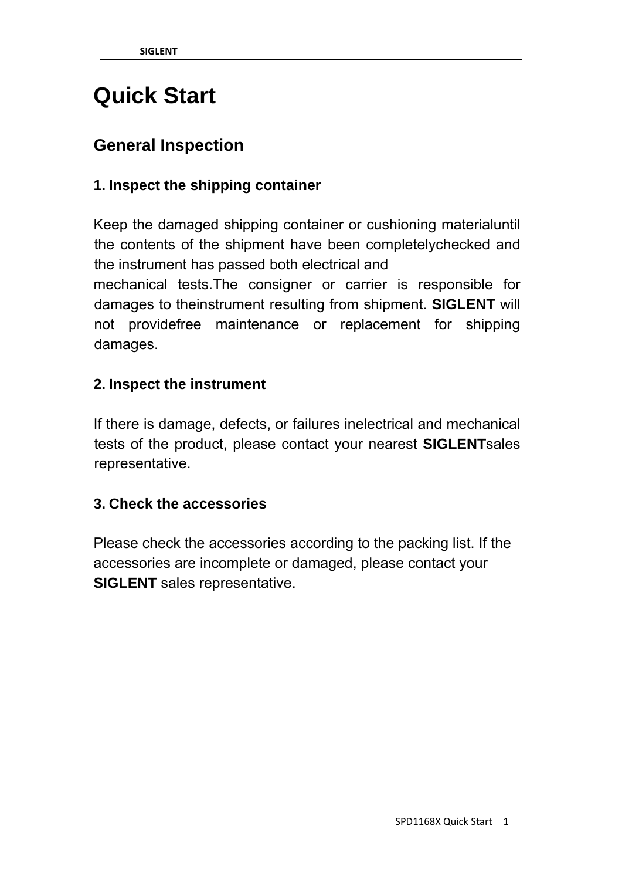# Quick Start

## General Inspection

### 1. Inspect the shipping container

Keep the damaged shipping container or cushioning materialuntil the contents of the shipment have been completelychecked and the instrument has passed both electrical and mechanical tests.The consigner or carrier is responsible for damages to theinstrument resulting from shipment. **SIGLENT** will not providefree maintenance or replacement for shipping damages.

### 2. Inspect the instrument

If there is damage, defects, or failures inelectrical and mechanical tests of the product, please contact your nearest **SIGLENT**sales representative.

### 3. Check the accessories

Please check the accessories according to the packing list. If the accessories are incomplete or damaged, please contact your **SIGLENT** sales representative.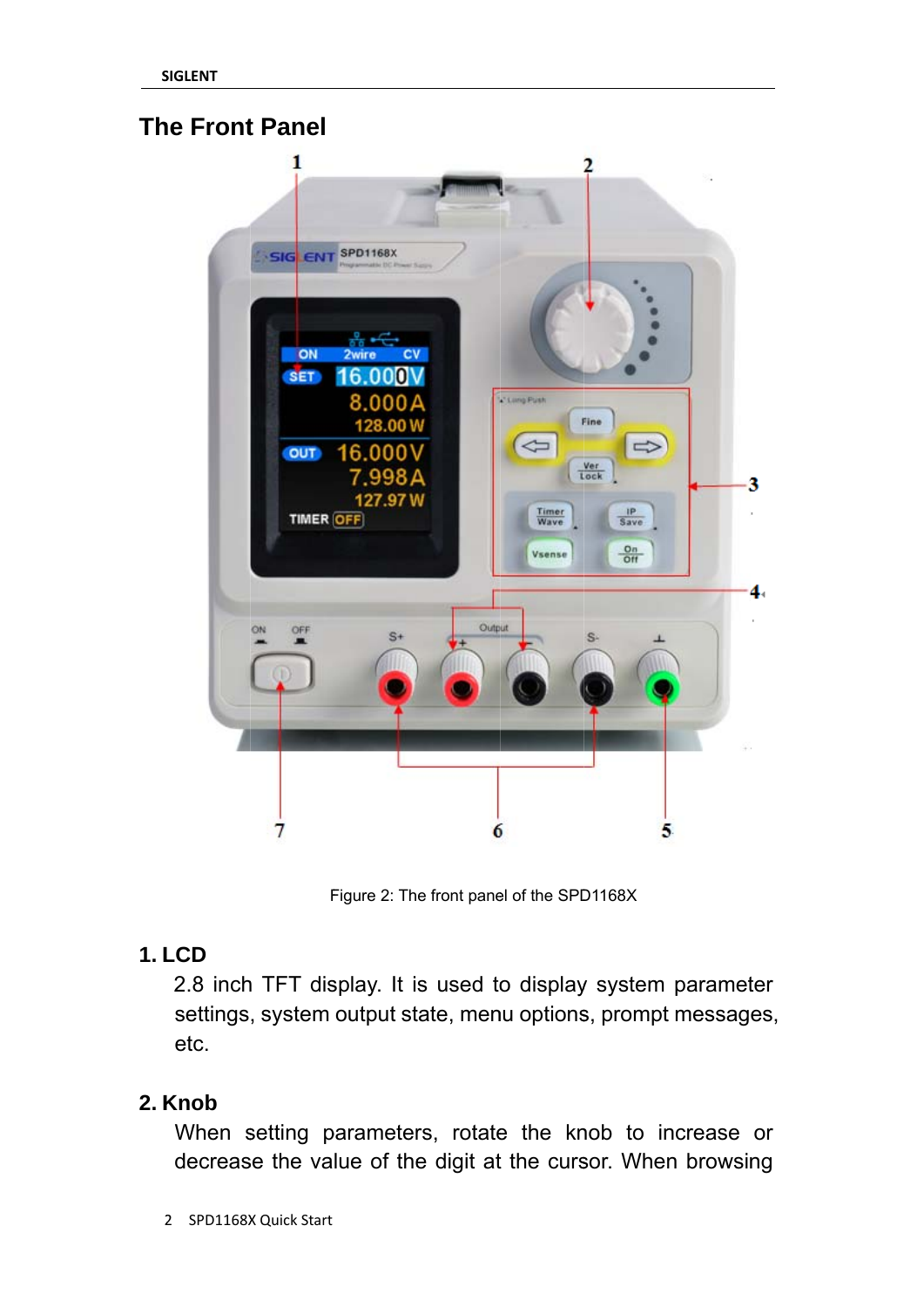# The Front Panel

Figure 2: The front panel of the SPD1168X

## 1. LCD

2.8 inch TFT display. It is used to display system parameter settings, system output state, menu options, prompt messages, etc.

## 2. Knob

When setting parameters, rotate the knob to increase or decrease the value of the digit at the cursor. When browsing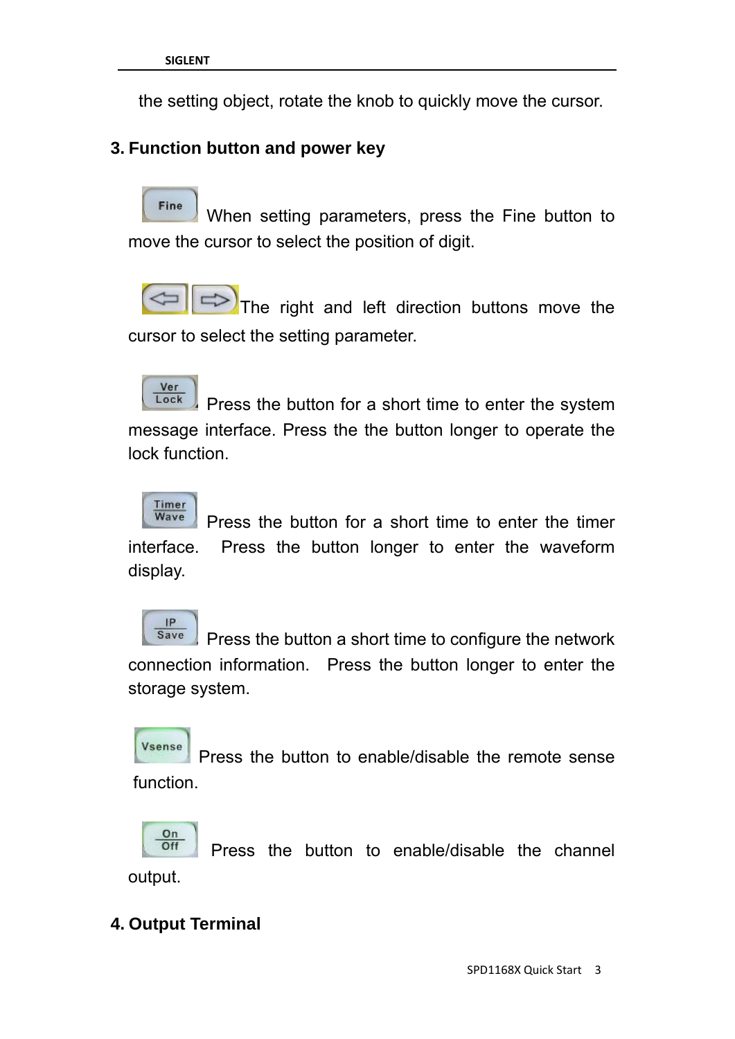the setting object, rotate the knob to quickly move the cursor.

## 3. Function button and power key

Fine When setting parameters, press the Fine button to move the cursor to select the position of digit.

The right and left direction buttons move the cursor to select the setting parameter.

Ver Lock Press the button for a short time to enter the system message interface. Press the the button longer to operate the lock function.

Timer Wave Press the button for a short time to enter the timer interface. Press the button longer to enter the waveform display.

IP Save Press the button a short time to configure the network connection information. Press the button longer to enter the storage system.

Vsense Press the button to enable/disable the remote sense function.

On Off Press the button to enable/disable the channel output.

## 4. Output Terminal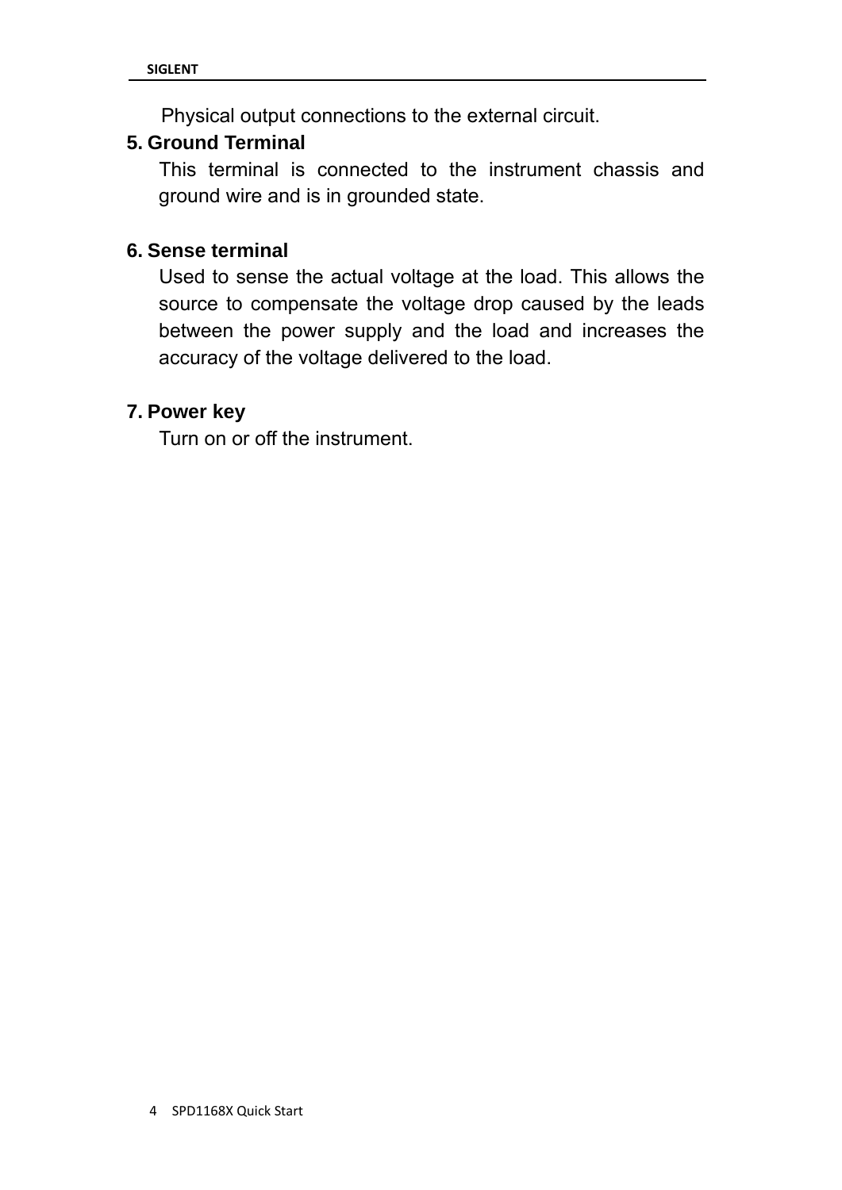Physical output connections to the external circuit.

**5. Ground Terminal**

This terminal is connected to the instrument chassis and ground wire and is in grounded state.

**6. Sense terminal**

Used to sense the actual voltage at the load. This allows the source to compensate the voltage drop caused by the leads between the power supply and the load and increases the accuracy of the voltage delivered to the load.

**7. Power key**

Turn on or off the instrument.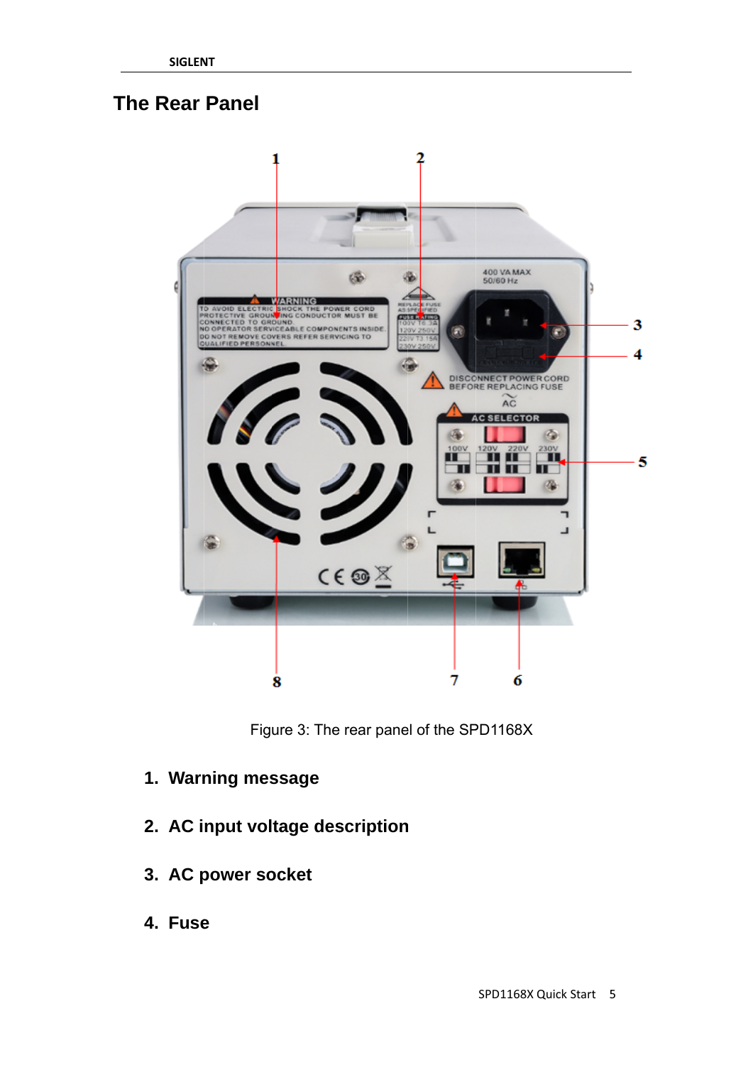## The Rear Panel

Figure 3: The rear panel of the SPD1168X

1. **Warning message**

2. **AC input voltage description**

3. **AC power socket**

4. **Fuse**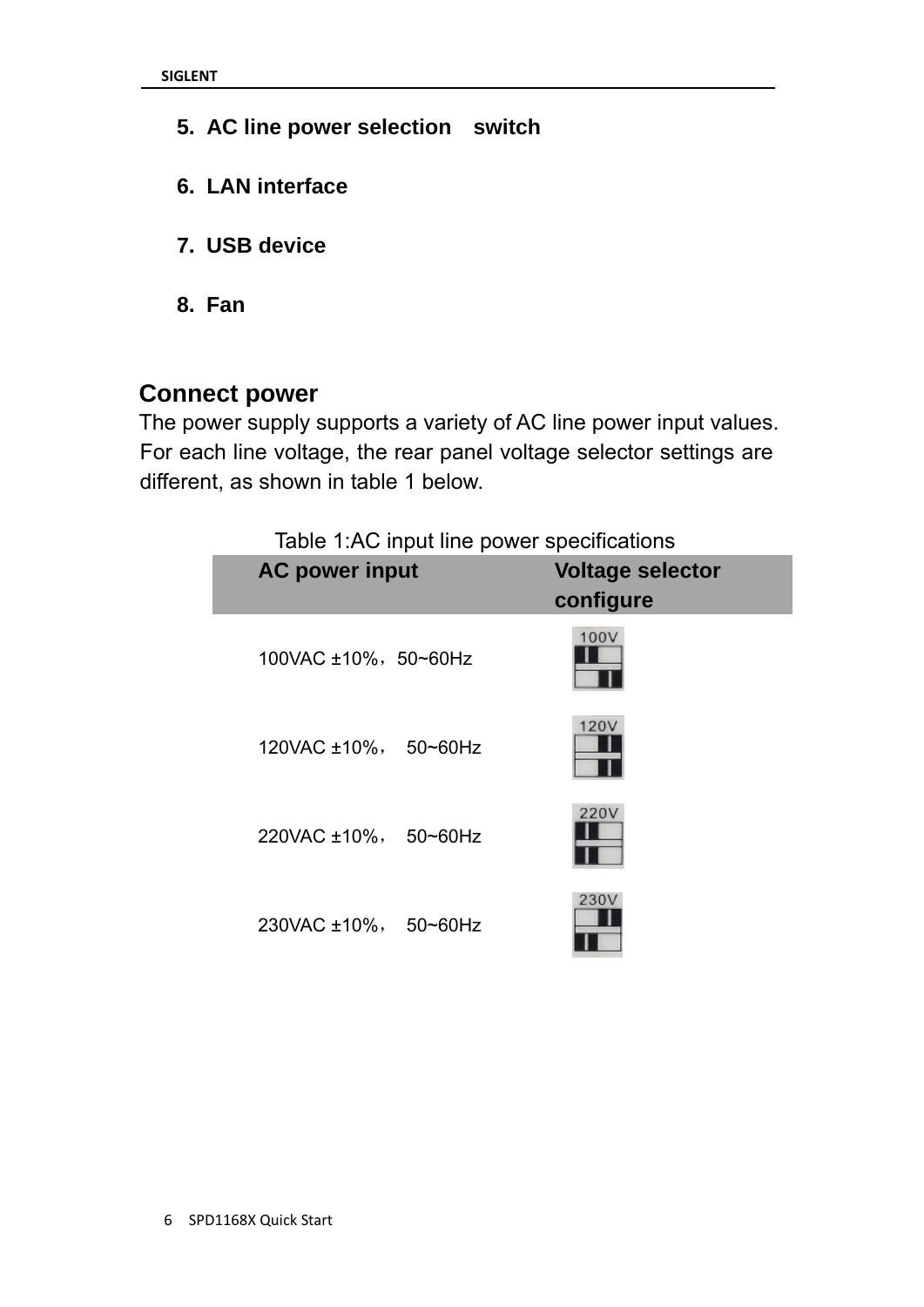5. **AC line power selection switch**

6. **LAN interface**

7. **USB device**

8. **Fan**

## Connect power

The power supply supports a variety of AC line power input values. For each line voltage, the rear panel voltage selector settings are different, as shown in table 1 below.

Table 1:AC input line power specifications

| AC power input | Voltage selector configure |
|---|---|
| 100VAC ±10%，50~60Hz | 100V |
| 120VAC ±10%， 50~60Hz | 120V |
| 220VAC ±10%， 50~60Hz | 220V |
| 230VAC ±10%， 50~60Hz | 230V |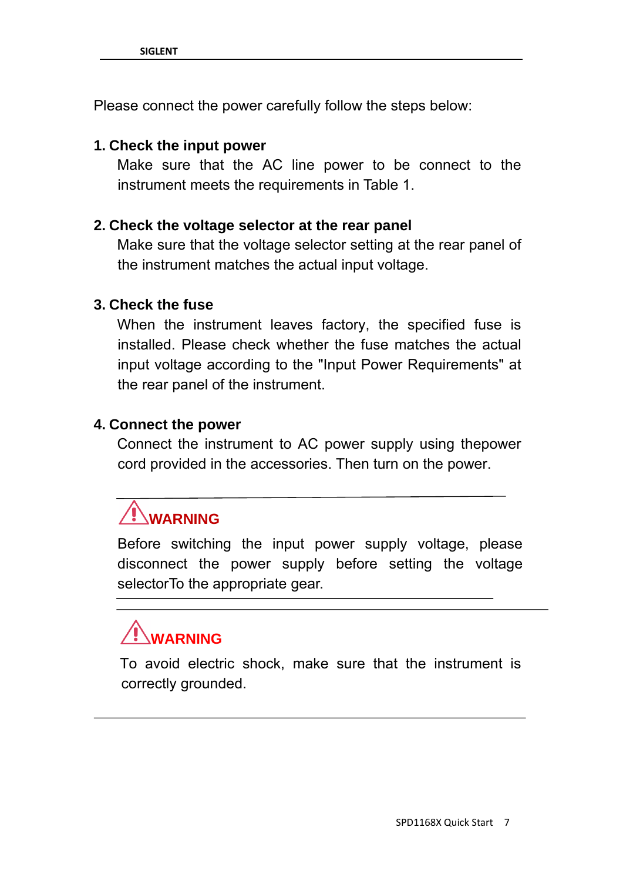Please connect the power carefully follow the steps below:

**1. Check the input power**

Make sure that the AC line power to be connect to the instrument meets the requirements in Table 1.

**2. Check the voltage selector at the rear panel**

Make sure that the voltage selector setting at the rear panel of the instrument matches the actual input voltage.

**3. Check the fuse**

When the instrument leaves factory, the specified fuse is installed. Please check whether the fuse matches the actual input voltage according to the "Input Power Requirements" at the rear panel of the instrument.

**4. Connect the power**

Connect the instrument to AC power supply using thepower cord provided in the accessories. Then turn on the power.

---

**WARNING**

Before switching the input power supply voltage, please disconnect the power supply before setting the voltage selectorTo the appropriate gear.

---

**WARNING**

To avoid electric shock, make sure that the instrument is correctly grounded.

---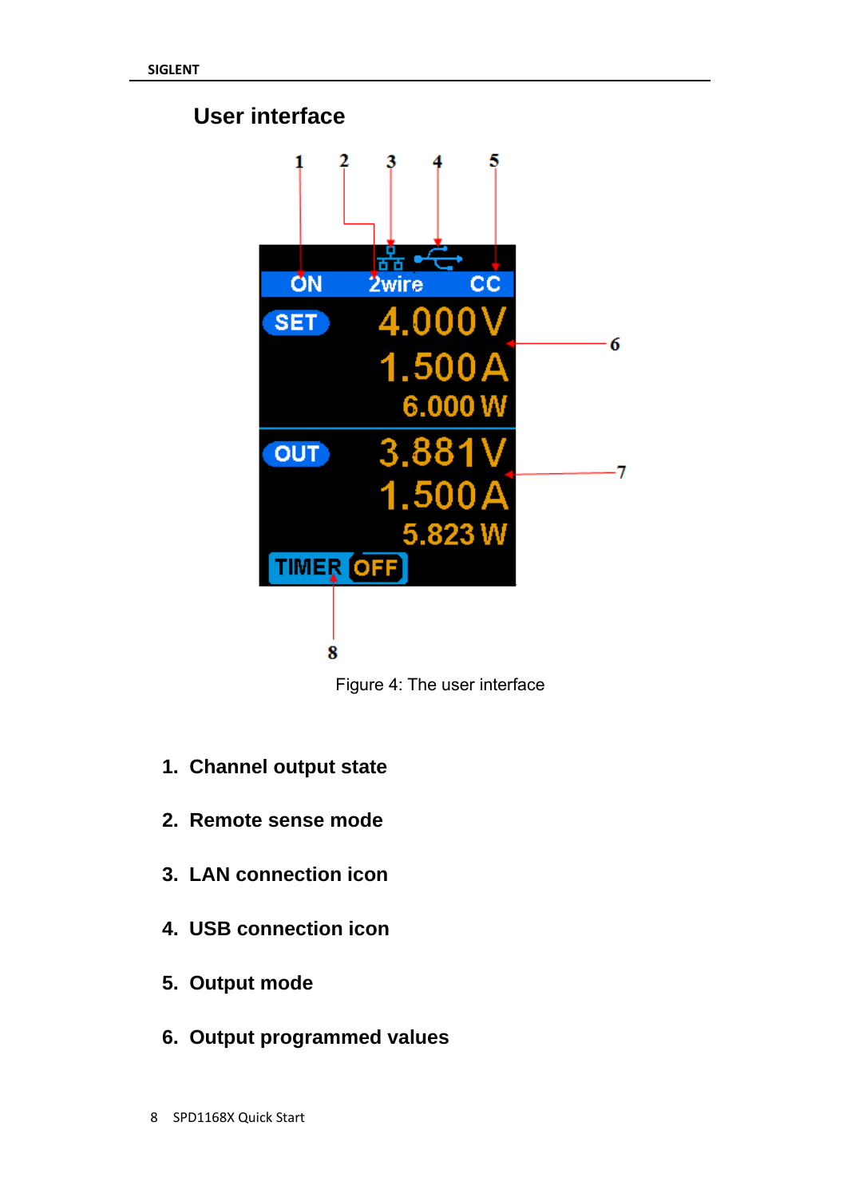## User interface

Figure 4: The user interface

1. **Channel output state**
2. **Remote sense mode**
3. **LAN connection icon**
4. **USB connection icon**
5. **Output mode**
6. **Output programmed values**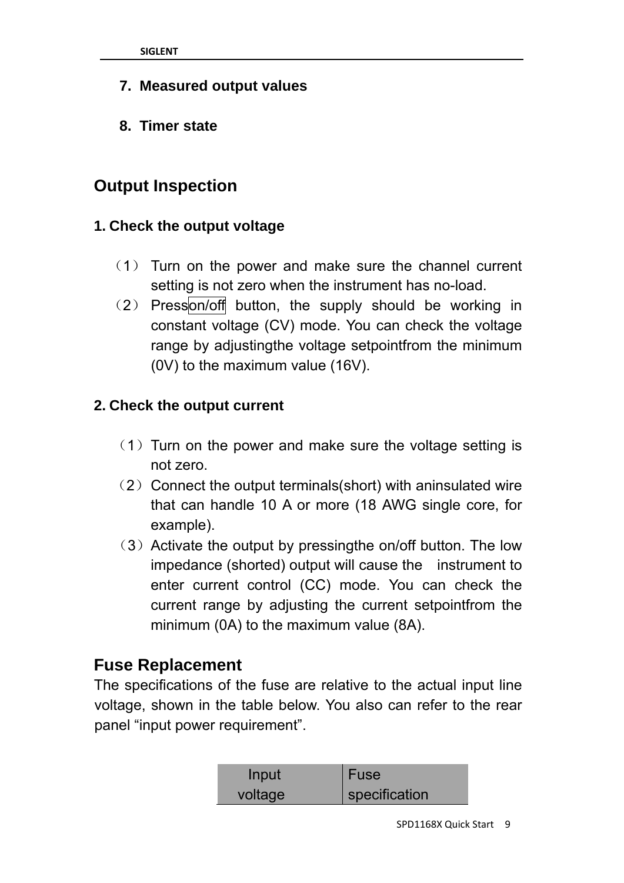7. **Measured output values**

8. **Timer state**

## Output Inspection

### 1. Check the output voltage

（1） Turn on the power and make sure the channel current setting is not zero when the instrument has no-load.

（2） Press on/off button, the supply should be working in constant voltage (CV) mode. You can check the voltage range by adjustingthe voltage setpointfrom the minimum (0V) to the maximum value (16V).

### 2. Check the output current

（1）Turn on the power and make sure the voltage setting is not zero.

（2）Connect the output terminals(short) with aninsulated wire that can handle 10 A or more (18 AWG single core, for example).

（3）Activate the output by pressingthe on/off button. The low impedance (shorted) output will cause the instrument to enter current control (CC) mode. You can check the current range by adjusting the current setpointfrom the minimum (0A) to the maximum value (8A).

## Fuse Replacement

The specifications of the fuse are relative to the actual input line voltage, shown in the table below. You also can refer to the rear panel “input power requirement”.

| Input voltage | Fuse specification |
|---|---|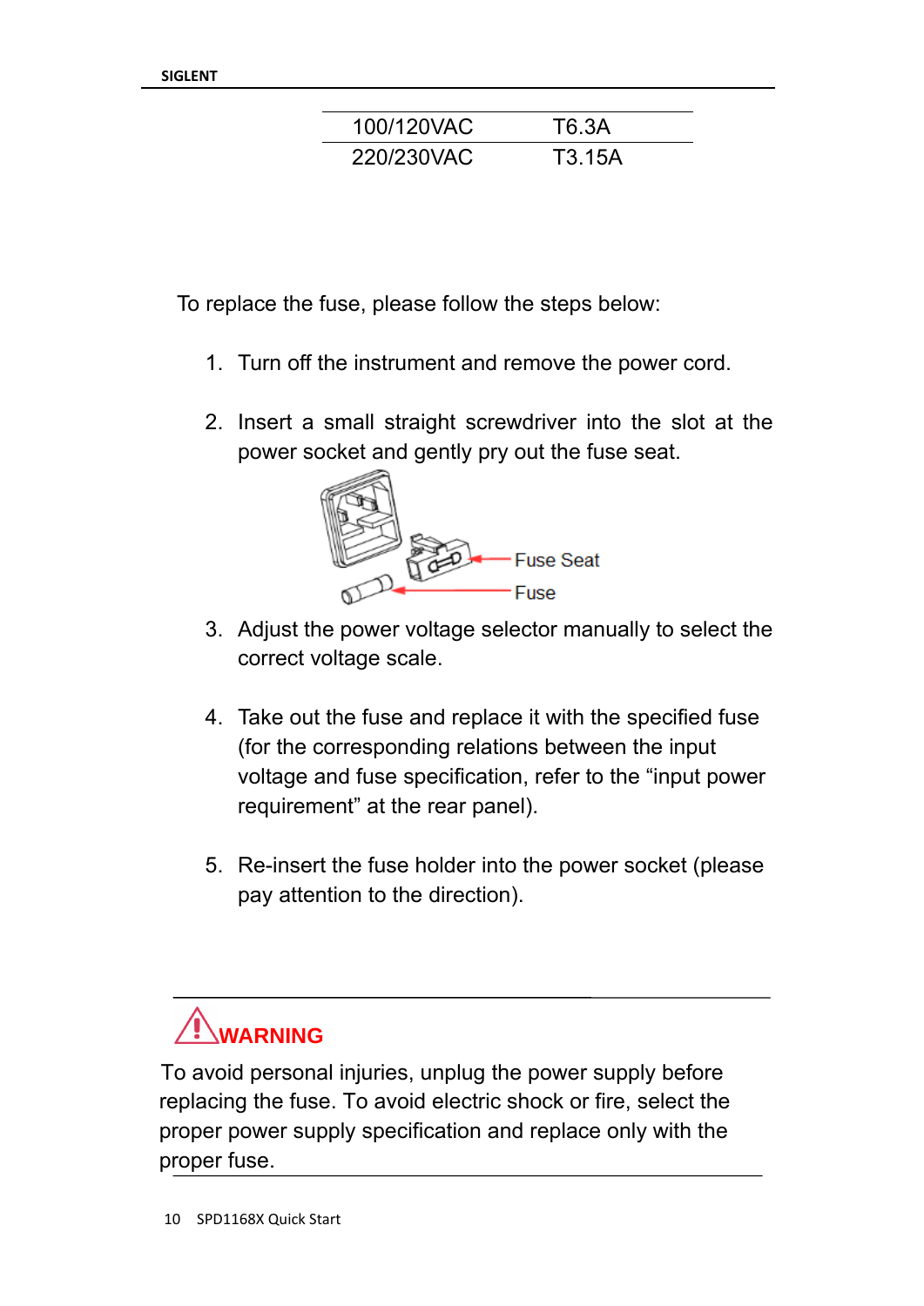| 100/120VAC | T6.3A |
|---|---|
| 220/230VAC | T3.15A |

To replace the fuse, please follow the steps below:

1. Turn off the instrument and remove the power cord.

2. Insert a small straight screwdriver into the slot at the power socket and gently pry out the fuse seat.

   Fuse Seat

   Fuse

3. Adjust the power voltage selector manually to select the correct voltage scale.

4. Take out the fuse and replace it with the specified fuse (for the corresponding relations between the input voltage and fuse specification, refer to the “input power requirement” at the rear panel).

5. Re-insert the fuse holder into the power socket (please pay attention to the direction).

**WARNING**

To avoid personal injuries, unplug the power supply before replacing the fuse. To avoid electric shock or fire, select the proper power supply specification and replace only with the proper fuse.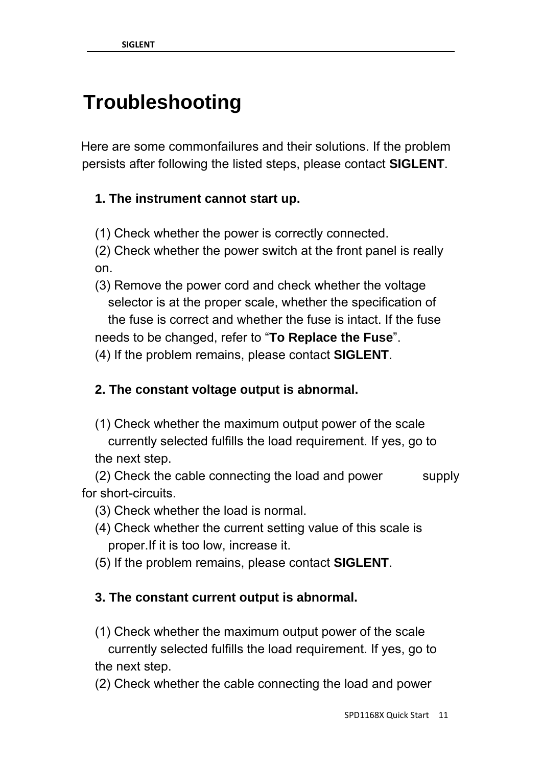# Troubleshooting

Here are some commonfailures and their solutions. If the problem persists after following the listed steps, please contact **SIGLENT**.

**1. The instrument cannot start up.**

(1) Check whether the power is correctly connected.
(2) Check whether the power switch at the front panel is really on.
(3) Remove the power cord and check whether the voltage selector is at the proper scale, whether the specification of the fuse is correct and whether the fuse is intact. If the fuse needs to be changed, refer to "**To Replace the Fuse**".
(4) If the problem remains, please contact **SIGLENT**.

**2. The constant voltage output is abnormal.**

(1) Check whether the maximum output power of the scale currently selected fulfills the load requirement. If yes, go to the next step.
(2) Check the cable connecting the load and power supply for short-circuits.
(3) Check whether the load is normal.
(4) Check whether the current setting value of this scale is proper.If it is too low, increase it.
(5) If the problem remains, please contact **SIGLENT**.

**3. The constant current output is abnormal.**

(1) Check whether the maximum output power of the scale currently selected fulfills the load requirement. If yes, go to the next step.
(2) Check whether the cable connecting the load and power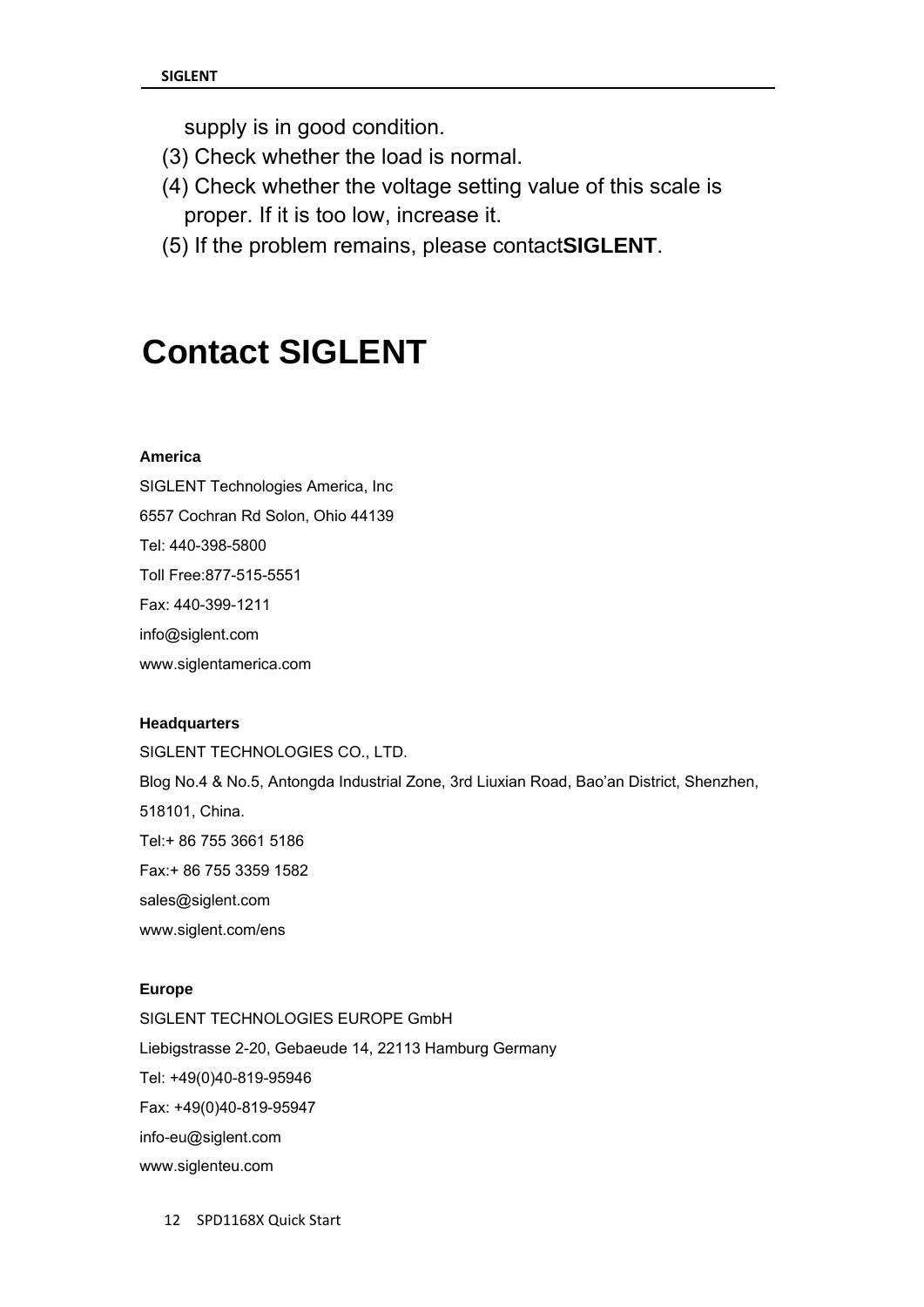supply is in good condition.

(3) Check whether the load is normal.

(4) Check whether the voltage setting value of this scale is proper. If it is too low, increase it.

(5) If the problem remains, please contact**SIGLENT**.

# Contact SIGLENT

**America**

SIGLENT Technologies America, Inc

6557 Cochran Rd Solon, Ohio 44139

Tel: 440-398-5800

Toll Free:877-515-5551

Fax: 440-399-1211

info@siglent.com

www.siglentamerica.com

**Headquarters**

SIGLENT TECHNOLOGIES CO., LTD.

Blog No.4 & No.5, Antongda Industrial Zone, 3rd Liuxian Road, Bao'an District, Shenzhen, 518101, China.

Tel:+ 86 755 3661 5186

Fax:+ 86 755 3359 1582

sales@siglent.com

www.siglent.com/ens

**Europe**

SIGLENT TECHNOLOGIES EUROPE GmbH

Liebigstrasse 2-20, Gebaeude 14, 22113 Hamburg Germany

Tel: +49(0)40-819-95946

Fax: +49(0)40-819-95947

info-eu@siglent.com

www.siglenteu.com